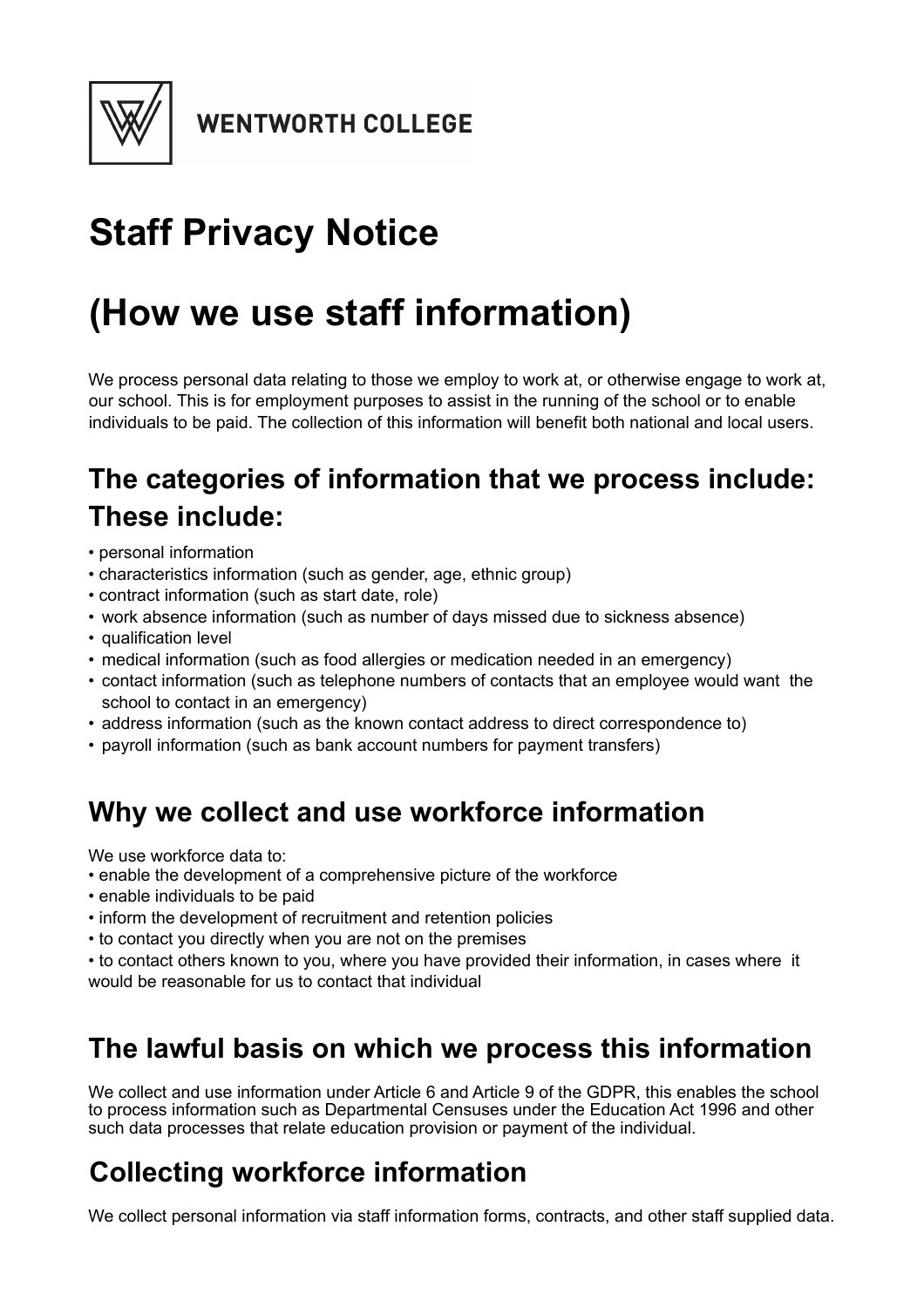WENTWORTH COLLEGE

# Staff Privacy Notice

# (How we use staff information)

We process personal data relating to those we employ to work at, or otherwise engage to work at, our school. This is for employment purposes to assist in the running of the school or to enable individuals to be paid. The collection of this information will benefit both national and local users.

## The categories of information that we process include: These include:

- personal information
- characteristics information (such as gender, age, ethnic group)
- contract information (such as start date, role)
- work absence information (such as number of days missed due to sickness absence)
- qualification level
- medical information (such as food allergies or medication needed in an emergency)
- contact information (such as telephone numbers of contacts that an employee would want the school to contact in an emergency)
- address information (such as the known contact address to direct correspondence to)
- payroll information (such as bank account numbers for payment transfers)

## Why we collect and use workforce information

We use workforce data to:

- enable the development of a comprehensive picture of the workforce
- enable individuals to be paid
- inform the development of recruitment and retention policies
- to contact you directly when you are not on the premises
- to contact others known to you, where you have provided their information, in cases where it would be reasonable for us to contact that individual

## The lawful basis on which we process this information

We collect and use information under Article 6 and Article 9 of the GDPR, this enables the school to process information such as Departmental Censuses under the Education Act 1996 and other such data processes that relate education provision or payment of the individual.

## Collecting workforce information

We collect personal information via staff information forms, contracts, and other staff supplied data.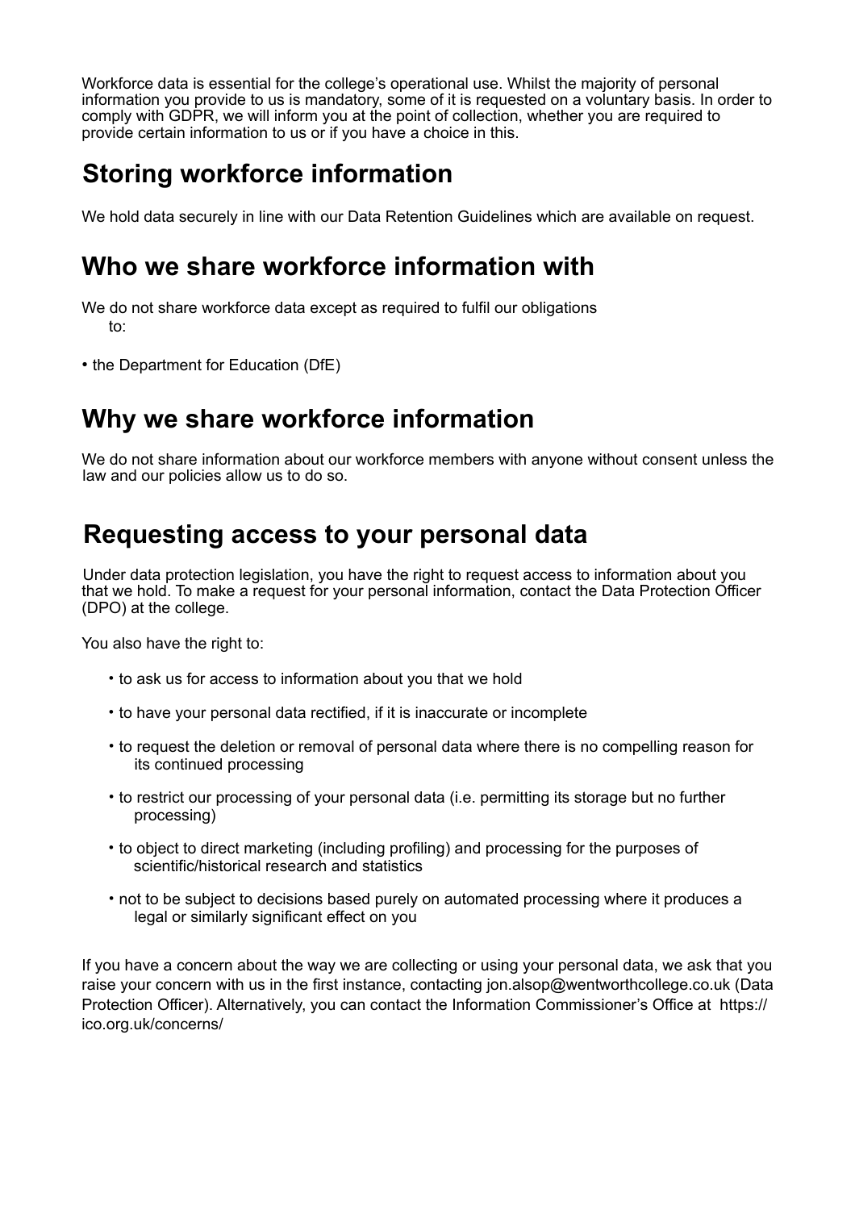Workforce data is essential for the college's operational use. Whilst the majority of personal information you provide to us is mandatory, some of it is requested on a voluntary basis. In order to comply with GDPR, we will inform you at the point of collection, whether you are required to provide certain information to us or if you have a choice in this.

## Storing workforce information

We hold data securely in line with our Data Retention Guidelines which are available on request.

## Who we share workforce information with

We do not share workforce data except as required to fulfil our obligations to:

- the Department for Education (DfE)

## Why we share workforce information

We do not share information about our workforce members with anyone without consent unless the law and our policies allow us to do so.

## Requesting access to your personal data

Under data protection legislation, you have the right to request access to information about you that we hold. To make a request for your personal information, contact the Data Protection Officer (DPO) at the college.

You also have the right to:

- to ask us for access to information about you that we hold
- to have your personal data rectified, if it is inaccurate or incomplete
- to request the deletion or removal of personal data where there is no compelling reason for its continued processing
- to restrict our processing of your personal data (i.e. permitting its storage but no further processing)
- to object to direct marketing (including profiling) and processing for the purposes of scientific/historical research and statistics
- not to be subject to decisions based purely on automated processing where it produces a legal or similarly significant effect on you

If you have a concern about the way we are collecting or using your personal data, we ask that you raise your concern with us in the first instance, contacting jon.alsop@wentworthcollege.co.uk (Data Protection Officer). Alternatively, you can contact the Information Commissioner's Office at https://ico.org.uk/concerns/